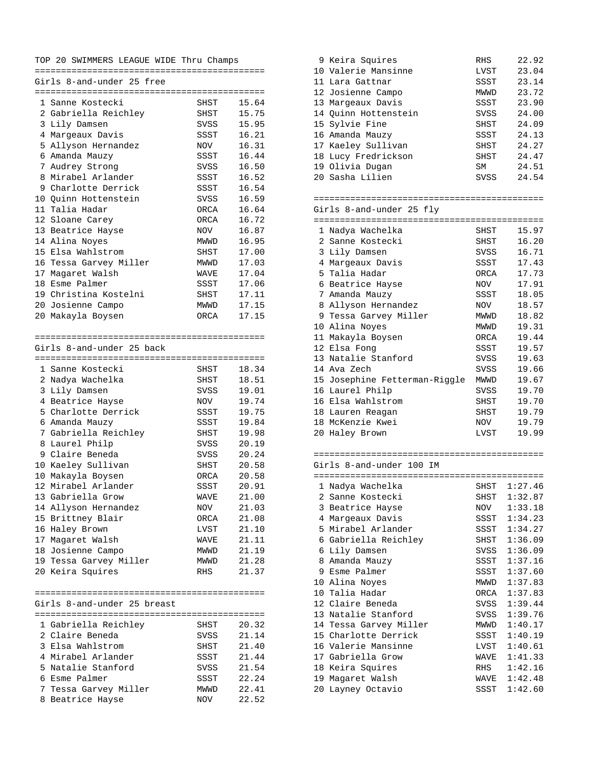# TOP 20 SWIMMERS LEAGUE WIDE Thru Champs

## Girls 8-and-under 25 free

| Rank | Name | Team | Time |
|---|---|---|---|
| 1 | Sanne Kostecki | SHST | 15.64 |
| 2 | Gabriella Reichley | SHST | 15.75 |
| 3 | Lily Damsen | SVSS | 15.95 |
| 4 | Margeaux Davis | SSST | 16.21 |
| 5 | Allyson Hernandez | NOV | 16.31 |
| 6 | Amanda Mauzy | SSST | 16.44 |
| 7 | Audrey Strong | SVSS | 16.50 |
| 8 | Mirabel Arlander | SSST | 16.52 |
| 9 | Charlotte Derrick | SSST | 16.54 |
| 10 | Quinn Hottenstein | SVSS | 16.59 |
| 11 | Talia Hadar | ORCA | 16.64 |
| 12 | Sloane Carey | ORCA | 16.72 |
| 13 | Beatrice Hayse | NOV | 16.87 |
| 14 | Alina Noyes | MWWD | 16.95 |
| 15 | Elsa Wahlstrom | SHST | 17.00 |
| 16 | Tessa Garvey Miller | MWWD | 17.03 |
| 17 | Magaret Walsh | WAVE | 17.04 |
| 18 | Esme Palmer | SSST | 17.06 |
| 19 | Christina Kostelni | SHST | 17.11 |
| 20 | Josienne Campo | MWWD | 17.15 |
| 20 | Makayla Boysen | ORCA | 17.15 |

## Girls 8-and-under 25 back

| Rank | Name | Team | Time |
|---|---|---|---|
| 1 | Sanne Kostecki | SHST | 18.34 |
| 2 | Nadya Wachelka | SHST | 18.51 |
| 3 | Lily Damsen | SVSS | 19.01 |
| 4 | Beatrice Hayse | NOV | 19.74 |
| 5 | Charlotte Derrick | SSST | 19.75 |
| 6 | Amanda Mauzy | SSST | 19.84 |
| 7 | Gabriella Reichley | SHST | 19.98 |
| 8 | Laurel Philp | SVSS | 20.19 |
| 9 | Claire Beneda | SVSS | 20.24 |
| 10 | Kaeley Sullivan | SHST | 20.58 |
| 10 | Makayla Boysen | ORCA | 20.58 |
| 12 | Mirabel Arlander | SSST | 20.91 |
| 13 | Gabriella Grow | WAVE | 21.00 |
| 14 | Allyson Hernandez | NOV | 21.03 |
| 15 | Brittney Blair | ORCA | 21.08 |
| 16 | Haley Brown | LVST | 21.10 |
| 17 | Magaret Walsh | WAVE | 21.11 |
| 18 | Josienne Campo | MWWD | 21.19 |
| 19 | Tessa Garvey Miller | MWWD | 21.28 |
| 20 | Keira Squires | RHS | 21.37 |

## Girls 8-and-under 25 breast

| Rank | Name | Team | Time |
|---|---|---|---|
| 1 | Gabriella Reichley | SHST | 20.32 |
| 2 | Claire Beneda | SVSS | 21.14 |
| 3 | Elsa Wahlstrom | SHST | 21.40 |
| 4 | Mirabel Arlander | SSST | 21.44 |
| 5 | Natalie Stanford | SVSS | 21.54 |
| 6 | Esme Palmer | SSST | 22.24 |
| 7 | Tessa Garvey Miller | MWWD | 22.41 |
| 8 | Beatrice Hayse | NOV | 22.52 |
| 9 | Keira Squires | RHS | 22.92 |
| 10 | Valerie Mansinne | LVST | 23.04 |
| 11 | Lara Gattnar | SSST | 23.14 |
| 12 | Josienne Campo | MWWD | 23.72 |
| 13 | Margeaux Davis | SSST | 23.90 |
| 14 | Quinn Hottenstein | SVSS | 24.00 |
| 15 | Sylvie Fine | SHST | 24.09 |
| 16 | Amanda Mauzy | SSST | 24.13 |
| 17 | Kaeley Sullivan | SHST | 24.27 |
| 18 | Lucy Fredrickson | SHST | 24.47 |
| 19 | Olivia Dugan | SM | 24.51 |
| 20 | Sasha Lilien | SVSS | 24.54 |

## Girls 8-and-under 25 fly

| Rank | Name | Team | Time |
|---|---|---|---|
| 1 | Nadya Wachelka | SHST | 15.97 |
| 2 | Sanne Kostecki | SHST | 16.20 |
| 3 | Lily Damsen | SVSS | 16.71 |
| 4 | Margeaux Davis | SSST | 17.43 |
| 5 | Talia Hadar | ORCA | 17.73 |
| 6 | Beatrice Hayse | NOV | 17.91 |
| 7 | Amanda Mauzy | SSST | 18.05 |
| 8 | Allyson Hernandez | NOV | 18.57 |
| 9 | Tessa Garvey Miller | MWWD | 18.82 |
| 10 | Alina Noyes | MWWD | 19.31 |
| 11 | Makayla Boysen | ORCA | 19.44 |
| 12 | Elsa Fong | SSST | 19.57 |
| 13 | Natalie Stanford | SVSS | 19.63 |
| 14 | Ava Zech | SVSS | 19.66 |
| 15 | Josephine Fetterman-Riggle | MWWD | 19.67 |
| 16 | Laurel Philp | SVSS | 19.70 |
| 16 | Elsa Wahlstrom | SHST | 19.70 |
| 18 | Lauren Reagan | SHST | 19.79 |
| 18 | McKenzie Kwei | NOV | 19.79 |
| 20 | Haley Brown | LVST | 19.99 |

## Girls 8-and-under 100 IM

| Rank | Name | Team | Time |
|---|---|---|---|
| 1 | Nadya Wachelka | SHST | 1:27.46 |
| 2 | Sanne Kostecki | SHST | 1:32.87 |
| 3 | Beatrice Hayse | NOV | 1:33.18 |
| 4 | Margeaux Davis | SSST | 1:34.23 |
| 5 | Mirabel Arlander | SSST | 1:34.27 |
| 6 | Gabriella Reichley | SHST | 1:36.09 |
| 6 | Lily Damsen | SVSS | 1:36.09 |
| 8 | Amanda Mauzy | SSST | 1:37.16 |
| 9 | Esme Palmer | SSST | 1:37.60 |
| 10 | Alina Noyes | MWWD | 1:37.83 |
| 10 | Talia Hadar | ORCA | 1:37.83 |
| 12 | Claire Beneda | SVSS | 1:39.44 |
| 13 | Natalie Stanford | SVSS | 1:39.76 |
| 14 | Tessa Garvey Miller | MWWD | 1:40.17 |
| 15 | Charlotte Derrick | SSST | 1:40.19 |
| 16 | Valerie Mansinne | LVST | 1:40.61 |
| 17 | Gabriella Grow | WAVE | 1:41.33 |
| 18 | Keira Squires | RHS | 1:42.16 |
| 19 | Magaret Walsh | WAVE | 1:42.48 |
| 20 | Layney Octavio | SSST | 1:42.60 |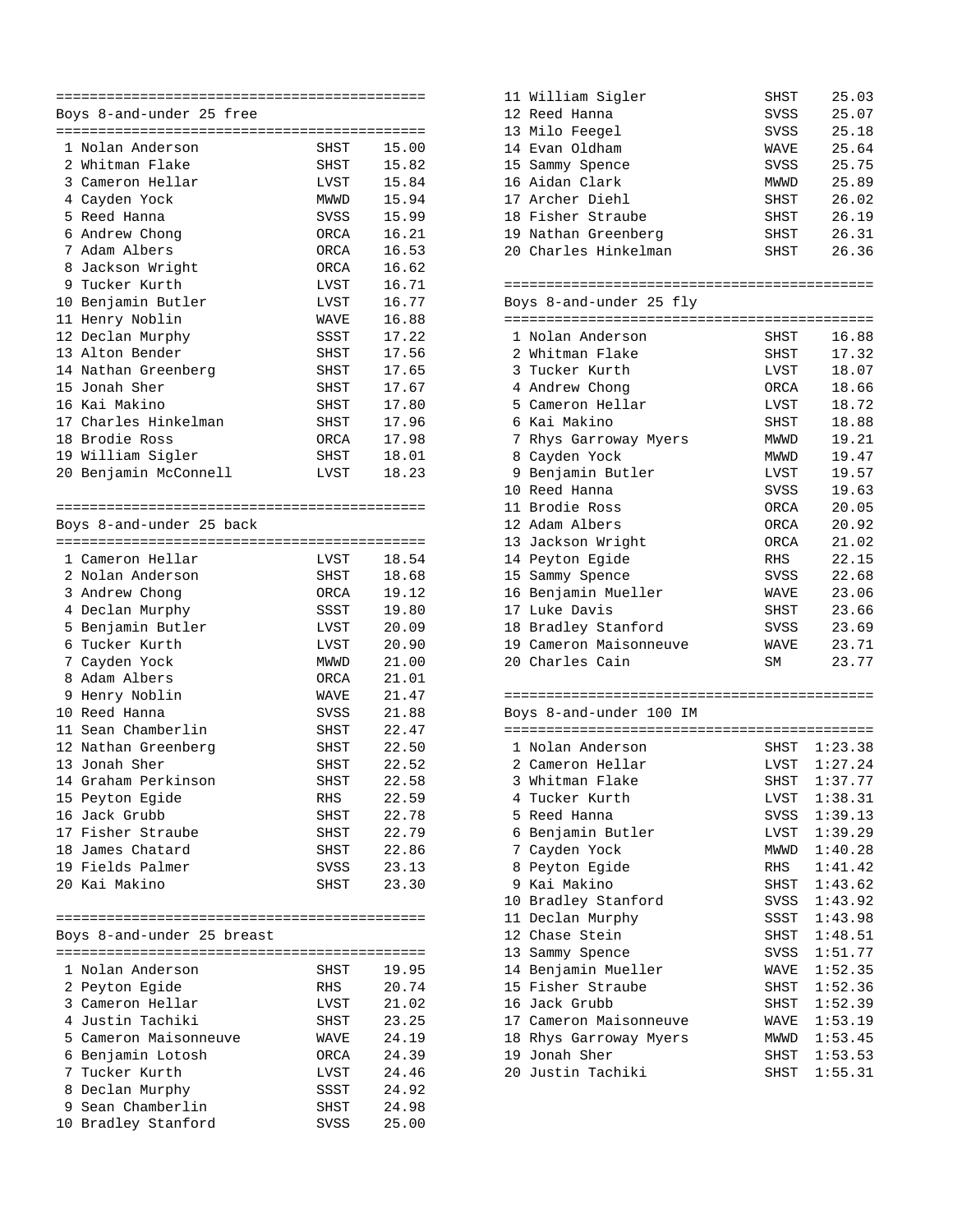## Boys 8-and-under 25 free

| Place | Name | Team | Time |
|---|---|---|---|
| 1 | Nolan Anderson | SHST | 15.00 |
| 2 | Whitman Flake | SHST | 15.82 |
| 3 | Cameron Hellar | LVST | 15.84 |
| 4 | Cayden Yock | MWWD | 15.94 |
| 5 | Reed Hanna | SVSS | 15.99 |
| 6 | Andrew Chong | ORCA | 16.21 |
| 7 | Adam Albers | ORCA | 16.53 |
| 8 | Jackson Wright | ORCA | 16.62 |
| 9 | Tucker Kurth | LVST | 16.71 |
| 10 | Benjamin Butler | LVST | 16.77 |
| 11 | Henry Noblin | WAVE | 16.88 |
| 12 | Declan Murphy | SSST | 17.22 |
| 13 | Alton Bender | SHST | 17.56 |
| 14 | Nathan Greenberg | SHST | 17.65 |
| 15 | Jonah Sher | SHST | 17.67 |
| 16 | Kai Makino | SHST | 17.80 |
| 17 | Charles Hinkelman | SHST | 17.96 |
| 18 | Brodie Ross | ORCA | 17.98 |
| 19 | William Sigler | SHST | 18.01 |
| 20 | Benjamin McConnell | LVST | 18.23 |

## Boys 8-and-under 25 back

| Place | Name | Team | Time |
|---|---|---|---|
| 1 | Cameron Hellar | LVST | 18.54 |
| 2 | Nolan Anderson | SHST | 18.68 |
| 3 | Andrew Chong | ORCA | 19.12 |
| 4 | Declan Murphy | SSST | 19.80 |
| 5 | Benjamin Butler | LVST | 20.09 |
| 6 | Tucker Kurth | LVST | 20.90 |
| 7 | Cayden Yock | MWWD | 21.00 |
| 8 | Adam Albers | ORCA | 21.01 |
| 9 | Henry Noblin | WAVE | 21.47 |
| 10 | Reed Hanna | SVSS | 21.88 |
| 11 | Sean Chamberlin | SHST | 22.47 |
| 12 | Nathan Greenberg | SHST | 22.50 |
| 13 | Jonah Sher | SHST | 22.52 |
| 14 | Graham Perkinson | SHST | 22.58 |
| 15 | Peyton Egide | RHS | 22.59 |
| 16 | Jack Grubb | SHST | 22.78 |
| 17 | Fisher Straube | SHST | 22.79 |
| 18 | James Chatard | SHST | 22.86 |
| 19 | Fields Palmer | SVSS | 23.13 |
| 20 | Kai Makino | SHST | 23.30 |

## Boys 8-and-under 25 breast

| Place | Name | Team | Time |
|---|---|---|---|
| 1 | Nolan Anderson | SHST | 19.95 |
| 2 | Peyton Egide | RHS | 20.74 |
| 3 | Cameron Hellar | LVST | 21.02 |
| 4 | Justin Tachiki | SHST | 23.25 |
| 5 | Cameron Maisonneuve | WAVE | 24.19 |
| 6 | Benjamin Lotosh | ORCA | 24.39 |
| 7 | Tucker Kurth | LVST | 24.46 |
| 8 | Declan Murphy | SSST | 24.92 |
| 9 | Sean Chamberlin | SHST | 24.98 |
| 10 | Bradley Stanford | SVSS | 25.00 |
| 11 | William Sigler | SHST | 25.03 |
| 12 | Reed Hanna | SVSS | 25.07 |
| 13 | Milo Feegel | SVSS | 25.18 |
| 14 | Evan Oldham | WAVE | 25.64 |
| 15 | Sammy Spence | SVSS | 25.75 |
| 16 | Aidan Clark | MWWD | 25.89 |
| 17 | Archer Diehl | SHST | 26.02 |
| 18 | Fisher Straube | SHST | 26.19 |
| 19 | Nathan Greenberg | SHST | 26.31 |
| 20 | Charles Hinkelman | SHST | 26.36 |

## Boys 8-and-under 25 fly

| Place | Name | Team | Time |
|---|---|---|---|
| 1 | Nolan Anderson | SHST | 16.88 |
| 2 | Whitman Flake | SHST | 17.32 |
| 3 | Tucker Kurth | LVST | 18.07 |
| 4 | Andrew Chong | ORCA | 18.66 |
| 5 | Cameron Hellar | LVST | 18.72 |
| 6 | Kai Makino | SHST | 18.88 |
| 7 | Rhys Garroway Myers | MWWD | 19.21 |
| 8 | Cayden Yock | MWWD | 19.47 |
| 9 | Benjamin Butler | LVST | 19.57 |
| 10 | Reed Hanna | SVSS | 19.63 |
| 11 | Brodie Ross | ORCA | 20.05 |
| 12 | Adam Albers | ORCA | 20.92 |
| 13 | Jackson Wright | ORCA | 21.02 |
| 14 | Peyton Egide | RHS | 22.15 |
| 15 | Sammy Spence | SVSS | 22.68 |
| 16 | Benjamin Mueller | WAVE | 23.06 |
| 17 | Luke Davis | SHST | 23.66 |
| 18 | Bradley Stanford | SVSS | 23.69 |
| 19 | Cameron Maisonneuve | WAVE | 23.71 |
| 20 | Charles Cain | SM | 23.77 |

## Boys 8-and-under 100 IM

| Place | Name | Team | Time |
|---|---|---|---|
| 1 | Nolan Anderson | SHST | 1:23.38 |
| 2 | Cameron Hellar | LVST | 1:27.24 |
| 3 | Whitman Flake | SHST | 1:37.77 |
| 4 | Tucker Kurth | LVST | 1:38.31 |
| 5 | Reed Hanna | SVSS | 1:39.13 |
| 6 | Benjamin Butler | LVST | 1:39.29 |
| 7 | Cayden Yock | MWWD | 1:40.28 |
| 8 | Peyton Egide | RHS | 1:41.42 |
| 9 | Kai Makino | SHST | 1:43.62 |
| 10 | Bradley Stanford | SVSS | 1:43.92 |
| 11 | Declan Murphy | SSST | 1:43.98 |
| 12 | Chase Stein | SHST | 1:48.51 |
| 13 | Sammy Spence | SVSS | 1:51.77 |
| 14 | Benjamin Mueller | WAVE | 1:52.35 |
| 15 | Fisher Straube | SHST | 1:52.36 |
| 16 | Jack Grubb | SHST | 1:52.39 |
| 17 | Cameron Maisonneuve | WAVE | 1:53.19 |
| 18 | Rhys Garroway Myers | MWWD | 1:53.45 |
| 19 | Jonah Sher | SHST | 1:53.53 |
| 20 | Justin Tachiki | SHST | 1:55.31 |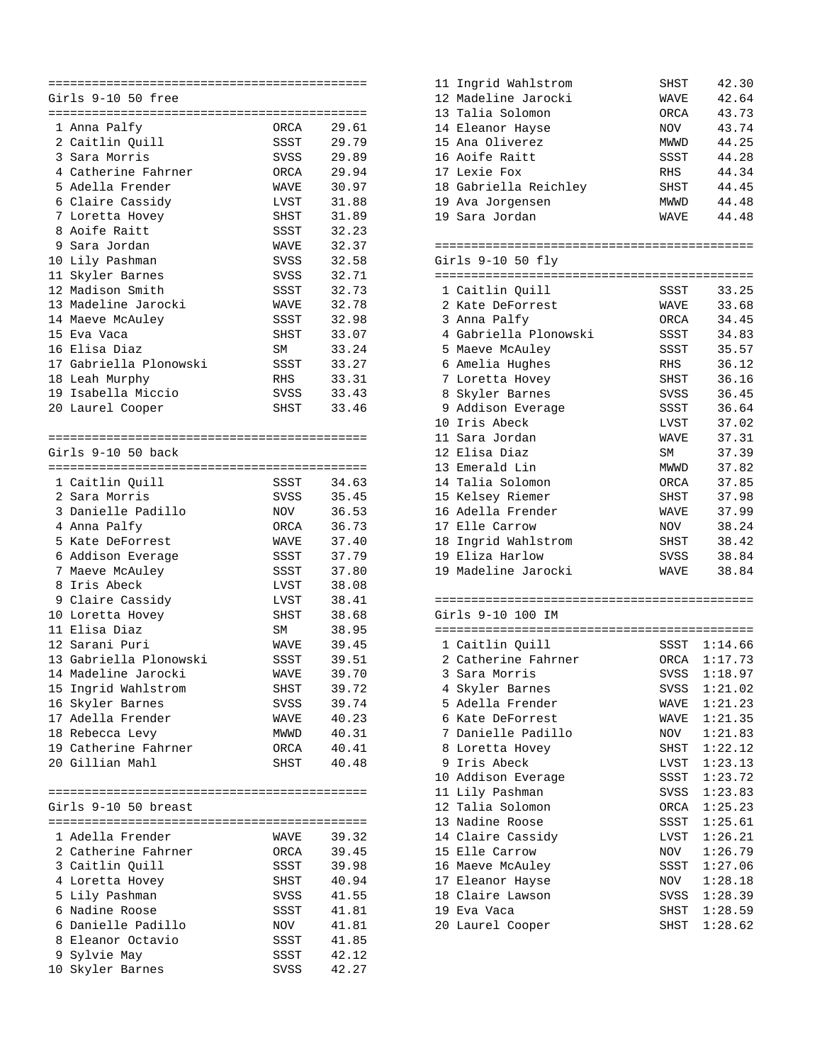## Girls 9-10 50 free

| Place | Name | Team | Time |
|---|---|---|---|
| 1 | Anna Palfy | ORCA | 29.61 |
| 2 | Caitlin Quill | SSST | 29.79 |
| 3 | Sara Morris | SVSS | 29.89 |
| 4 | Catherine Fahrner | ORCA | 29.94 |
| 5 | Adella Frender | WAVE | 30.97 |
| 6 | Claire Cassidy | LVST | 31.88 |
| 7 | Loretta Hovey | SHST | 31.89 |
| 8 | Aoife Raitt | SSST | 32.23 |
| 9 | Sara Jordan | WAVE | 32.37 |
| 10 | Lily Pashman | SVSS | 32.58 |
| 11 | Skyler Barnes | SVSS | 32.71 |
| 12 | Madison Smith | SSST | 32.73 |
| 13 | Madeline Jarocki | WAVE | 32.78 |
| 14 | Maeve McAuley | SSST | 32.98 |
| 15 | Eva Vaca | SHST | 33.07 |
| 16 | Elisa Diaz | SM | 33.24 |
| 17 | Gabriella Plonowski | SSST | 33.27 |
| 18 | Leah Murphy | RHS | 33.31 |
| 19 | Isabella Miccio | SVSS | 33.43 |
| 20 | Laurel Cooper | SHST | 33.46 |

## Girls 9-10 50 back

| Place | Name | Team | Time |
|---|---|---|---|
| 1 | Caitlin Quill | SSST | 34.63 |
| 2 | Sara Morris | SVSS | 35.45 |
| 3 | Danielle Padillo | NOV | 36.53 |
| 4 | Anna Palfy | ORCA | 36.73 |
| 5 | Kate DeForrest | WAVE | 37.40 |
| 6 | Addison Everage | SSST | 37.79 |
| 7 | Maeve McAuley | SSST | 37.80 |
| 8 | Iris Abeck | LVST | 38.08 |
| 9 | Claire Cassidy | LVST | 38.41 |
| 10 | Loretta Hovey | SHST | 38.68 |
| 11 | Elisa Diaz | SM | 38.95 |
| 12 | Sarani Puri | WAVE | 39.45 |
| 13 | Gabriella Plonowski | SSST | 39.51 |
| 14 | Madeline Jarocki | WAVE | 39.70 |
| 15 | Ingrid Wahlstrom | SHST | 39.72 |
| 16 | Skyler Barnes | SVSS | 39.74 |
| 17 | Adella Frender | WAVE | 40.23 |
| 18 | Rebecca Levy | MWWD | 40.31 |
| 19 | Catherine Fahrner | ORCA | 40.41 |
| 20 | Gillian Mahl | SHST | 40.48 |

## Girls 9-10 50 breast

| Place | Name | Team | Time |
|---|---|---|---|
| 1 | Adella Frender | WAVE | 39.32 |
| 2 | Catherine Fahrner | ORCA | 39.45 |
| 3 | Caitlin Quill | SSST | 39.98 |
| 4 | Loretta Hovey | SHST | 40.94 |
| 5 | Lily Pashman | SVSS | 41.55 |
| 6 | Nadine Roose | SSST | 41.81 |
| 6 | Danielle Padillo | NOV | 41.81 |
| 8 | Eleanor Octavio | SSST | 41.85 |
| 9 | Sylvie May | SSST | 42.12 |
| 10 | Skyler Barnes | SVSS | 42.27 |
| 11 | Ingrid Wahlstrom | SHST | 42.30 |
| 12 | Madeline Jarocki | WAVE | 42.64 |
| 13 | Talia Solomon | ORCA | 43.73 |
| 14 | Eleanor Hayse | NOV | 43.74 |
| 15 | Ana Oliverez | MWWD | 44.25 |
| 16 | Aoife Raitt | SSST | 44.28 |
| 17 | Lexie Fox | RHS | 44.34 |
| 18 | Gabriella Reichley | SHST | 44.45 |
| 19 | Ava Jorgensen | MWWD | 44.48 |
| 19 | Sara Jordan | WAVE | 44.48 |

## Girls 9-10 50 fly

| Place | Name | Team | Time |
|---|---|---|---|
| 1 | Caitlin Quill | SSST | 33.25 |
| 2 | Kate DeForrest | WAVE | 33.68 |
| 3 | Anna Palfy | ORCA | 34.45 |
| 4 | Gabriella Plonowski | SSST | 34.83 |
| 5 | Maeve McAuley | SSST | 35.57 |
| 6 | Amelia Hughes | RHS | 36.12 |
| 7 | Loretta Hovey | SHST | 36.16 |
| 8 | Skyler Barnes | SVSS | 36.45 |
| 9 | Addison Everage | SSST | 36.64 |
| 10 | Iris Abeck | LVST | 37.02 |
| 11 | Sara Jordan | WAVE | 37.31 |
| 12 | Elisa Diaz | SM | 37.39 |
| 13 | Emerald Lin | MWWD | 37.82 |
| 14 | Talia Solomon | ORCA | 37.85 |
| 15 | Kelsey Riemer | SHST | 37.98 |
| 16 | Adella Frender | WAVE | 37.99 |
| 17 | Elle Carrow | NOV | 38.24 |
| 18 | Ingrid Wahlstrom | SHST | 38.42 |
| 19 | Eliza Harlow | SVSS | 38.84 |
| 19 | Madeline Jarocki | WAVE | 38.84 |

## Girls 9-10 100 IM

| Place | Name | Team | Time |
|---|---|---|---|
| 1 | Caitlin Quill | SSST | 1:14.66 |
| 2 | Catherine Fahrner | ORCA | 1:17.73 |
| 3 | Sara Morris | SVSS | 1:18.97 |
| 4 | Skyler Barnes | SVSS | 1:21.02 |
| 5 | Adella Frender | WAVE | 1:21.23 |
| 6 | Kate DeForrest | WAVE | 1:21.35 |
| 7 | Danielle Padillo | NOV | 1:21.83 |
| 8 | Loretta Hovey | SHST | 1:22.12 |
| 9 | Iris Abeck | LVST | 1:23.13 |
| 10 | Addison Everage | SSST | 1:23.72 |
| 11 | Lily Pashman | SVSS | 1:23.83 |
| 12 | Talia Solomon | ORCA | 1:25.23 |
| 13 | Nadine Roose | SSST | 1:25.61 |
| 14 | Claire Cassidy | LVST | 1:26.21 |
| 15 | Elle Carrow | NOV | 1:26.79 |
| 16 | Maeve McAuley | SSST | 1:27.06 |
| 17 | Eleanor Hayse | NOV | 1:28.18 |
| 18 | Claire Lawson | SVSS | 1:28.39 |
| 19 | Eva Vaca | SHST | 1:28.59 |
| 20 | Laurel Cooper | SHST | 1:28.62 |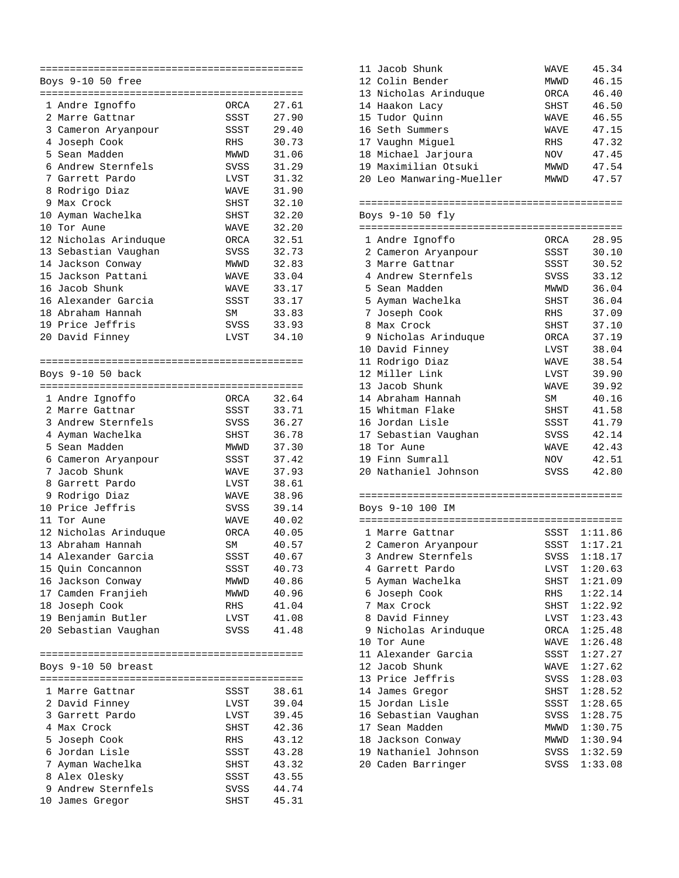## Boys 9-10 50 free

| Place | Name | Team | Time |
|---|---|---|---|
| 1 | Andre Ignoffo | ORCA | 27.61 |
| 2 | Marre Gattnar | SSST | 27.90 |
| 3 | Cameron Aryanpour | SSST | 29.40 |
| 4 | Joseph Cook | RHS | 30.73 |
| 5 | Sean Madden | MWWD | 31.06 |
| 6 | Andrew Sternfels | SVSS | 31.29 |
| 7 | Garrett Pardo | LVST | 31.32 |
| 8 | Rodrigo Diaz | WAVE | 31.90 |
| 9 | Max Crock | SHST | 32.10 |
| 10 | Ayman Wachelka | SHST | 32.20 |
| 10 | Tor Aune | WAVE | 32.20 |
| 12 | Nicholas Arinduque | ORCA | 32.51 |
| 13 | Sebastian Vaughan | SVSS | 32.73 |
| 14 | Jackson Conway | MWWD | 32.83 |
| 15 | Jackson Pattani | WAVE | 33.04 |
| 16 | Jacob Shunk | WAVE | 33.17 |
| 16 | Alexander Garcia | SSST | 33.17 |
| 18 | Abraham Hannah | SM | 33.83 |
| 19 | Price Jeffris | SVSS | 33.93 |
| 20 | David Finney | LVST | 34.10 |

## Boys 9-10 50 back

| Place | Name | Team | Time |
|---|---|---|---|
| 1 | Andre Ignoffo | ORCA | 32.64 |
| 2 | Marre Gattnar | SSST | 33.71 |
| 3 | Andrew Sternfels | SVSS | 36.27 |
| 4 | Ayman Wachelka | SHST | 36.78 |
| 5 | Sean Madden | MWWD | 37.30 |
| 6 | Cameron Aryanpour | SSST | 37.42 |
| 7 | Jacob Shunk | WAVE | 37.93 |
| 8 | Garrett Pardo | LVST | 38.61 |
| 9 | Rodrigo Diaz | WAVE | 38.96 |
| 10 | Price Jeffris | SVSS | 39.14 |
| 11 | Tor Aune | WAVE | 40.02 |
| 12 | Nicholas Arinduque | ORCA | 40.05 |
| 13 | Abraham Hannah | SM | 40.57 |
| 14 | Alexander Garcia | SSST | 40.67 |
| 15 | Quin Concannon | SSST | 40.73 |
| 16 | Jackson Conway | MWWD | 40.86 |
| 17 | Camden Franjieh | MWWD | 40.96 |
| 18 | Joseph Cook | RHS | 41.04 |
| 19 | Benjamin Butler | LVST | 41.08 |
| 20 | Sebastian Vaughan | SVSS | 41.48 |

## Boys 9-10 50 breast

| Place | Name | Team | Time |
|---|---|---|---|
| 1 | Marre Gattnar | SSST | 38.61 |
| 2 | David Finney | LVST | 39.04 |
| 3 | Garrett Pardo | LVST | 39.45 |
| 4 | Max Crock | SHST | 42.36 |
| 5 | Joseph Cook | RHS | 43.12 |
| 6 | Jordan Lisle | SSST | 43.28 |
| 7 | Ayman Wachelka | SHST | 43.32 |
| 8 | Alex Olesky | SSST | 43.55 |
| 9 | Andrew Sternfels | SVSS | 44.74 |
| 10 | James Gregor | SHST | 45.31 |
| 11 | Jacob Shunk | WAVE | 45.34 |
| 12 | Colin Bender | MWWD | 46.15 |
| 13 | Nicholas Arinduque | ORCA | 46.40 |
| 14 | Haakon Lacy | SHST | 46.50 |
| 15 | Tudor Quinn | WAVE | 46.55 |
| 16 | Seth Summers | WAVE | 47.15 |
| 17 | Vaughn Miguel | RHS | 47.32 |
| 18 | Michael Jarjoura | NOV | 47.45 |
| 19 | Maximilian Otsuki | MWWD | 47.54 |
| 20 | Leo Manwaring-Mueller | MWWD | 47.57 |

## Boys 9-10 50 fly

| Place | Name | Team | Time |
|---|---|---|---|
| 1 | Andre Ignoffo | ORCA | 28.95 |
| 2 | Cameron Aryanpour | SSST | 30.10 |
| 3 | Marre Gattnar | SSST | 30.52 |
| 4 | Andrew Sternfels | SVSS | 33.12 |
| 5 | Sean Madden | MWWD | 36.04 |
| 5 | Ayman Wachelka | SHST | 36.04 |
| 7 | Joseph Cook | RHS | 37.09 |
| 8 | Max Crock | SHST | 37.10 |
| 9 | Nicholas Arinduque | ORCA | 37.19 |
| 10 | David Finney | LVST | 38.04 |
| 11 | Rodrigo Diaz | WAVE | 38.54 |
| 12 | Miller Link | LVST | 39.90 |
| 13 | Jacob Shunk | WAVE | 39.92 |
| 14 | Abraham Hannah | SM | 40.16 |
| 15 | Whitman Flake | SHST | 41.58 |
| 16 | Jordan Lisle | SSST | 41.79 |
| 17 | Sebastian Vaughan | SVSS | 42.14 |
| 18 | Tor Aune | WAVE | 42.43 |
| 19 | Finn Sumrall | NOV | 42.51 |
| 20 | Nathaniel Johnson | SVSS | 42.80 |

## Boys 9-10 100 IM

| Place | Name | Team | Time |
|---|---|---|---|
| 1 | Marre Gattnar | SSST | 1:11.86 |
| 2 | Cameron Aryanpour | SSST | 1:17.21 |
| 3 | Andrew Sternfels | SVSS | 1:18.17 |
| 4 | Garrett Pardo | LVST | 1:20.63 |
| 5 | Ayman Wachelka | SHST | 1:21.09 |
| 6 | Joseph Cook | RHS | 1:22.14 |
| 7 | Max Crock | SHST | 1:22.92 |
| 8 | David Finney | LVST | 1:23.43 |
| 9 | Nicholas Arinduque | ORCA | 1:25.48 |
| 10 | Tor Aune | WAVE | 1:26.48 |
| 11 | Alexander Garcia | SSST | 1:27.27 |
| 12 | Jacob Shunk | WAVE | 1:27.62 |
| 13 | Price Jeffris | SVSS | 1:28.03 |
| 14 | James Gregor | SHST | 1:28.52 |
| 15 | Jordan Lisle | SSST | 1:28.65 |
| 16 | Sebastian Vaughan | SVSS | 1:28.75 |
| 17 | Sean Madden | MWWD | 1:30.75 |
| 18 | Jackson Conway | MWWD | 1:30.94 |
| 19 | Nathaniel Johnson | SVSS | 1:32.59 |
| 20 | Caden Barringer | SVSS | 1:33.08 |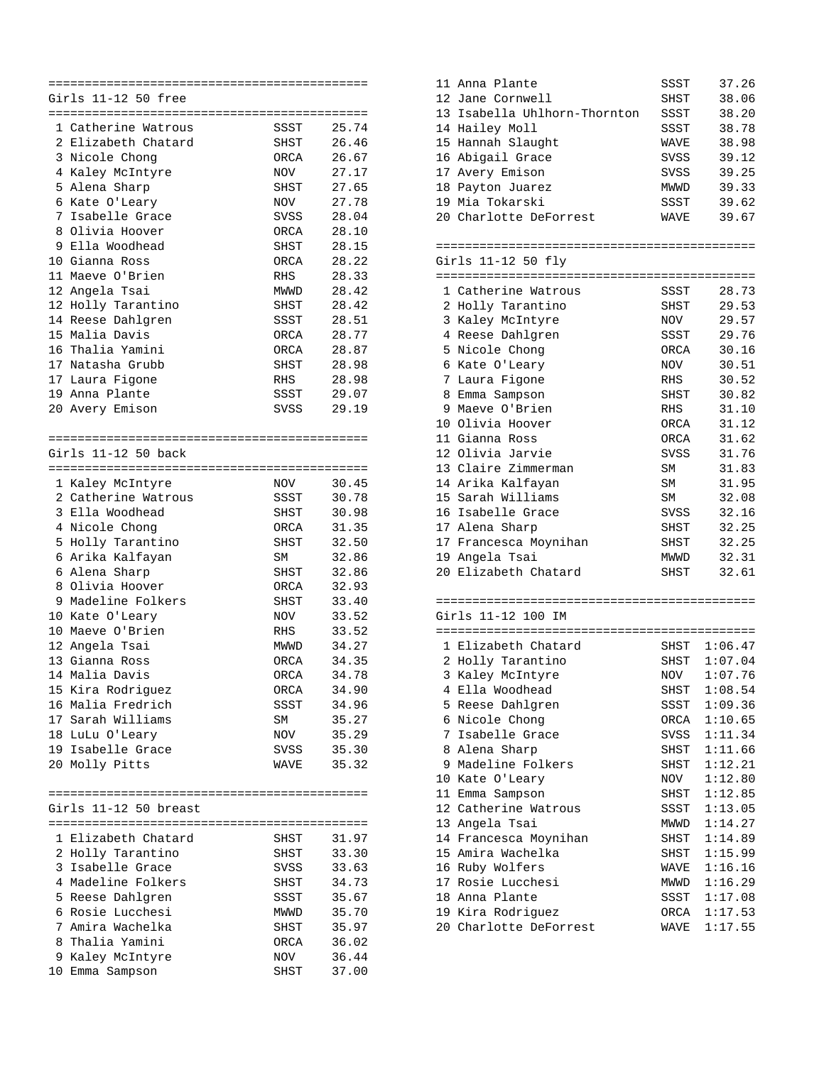## Girls 11-12 50 free

| Place | Name | Team | Time |
|---|---|---|---|
| 1 | Catherine Watrous | SSST | 25.74 |
| 2 | Elizabeth Chatard | SHST | 26.46 |
| 3 | Nicole Chong | ORCA | 26.67 |
| 4 | Kaley McIntyre | NOV | 27.17 |
| 5 | Alena Sharp | SHST | 27.65 |
| 6 | Kate O'Leary | NOV | 27.78 |
| 7 | Isabelle Grace | SVSS | 28.04 |
| 8 | Olivia Hoover | ORCA | 28.10 |
| 9 | Ella Woodhead | SHST | 28.15 |
| 10 | Gianna Ross | ORCA | 28.22 |
| 11 | Maeve O'Brien | RHS | 28.33 |
| 12 | Angela Tsai | MWWD | 28.42 |
| 12 | Holly Tarantino | SHST | 28.42 |
| 14 | Reese Dahlgren | SSST | 28.51 |
| 15 | Malia Davis | ORCA | 28.77 |
| 16 | Thalia Yamini | ORCA | 28.87 |
| 17 | Natasha Grubb | SHST | 28.98 |
| 17 | Laura Figone | RHS | 28.98 |
| 19 | Anna Plante | SSST | 29.07 |
| 20 | Avery Emison | SVSS | 29.19 |

## Girls 11-12 50 back

| Place | Name | Team | Time |
|---|---|---|---|
| 1 | Kaley McIntyre | NOV | 30.45 |
| 2 | Catherine Watrous | SSST | 30.78 |
| 3 | Ella Woodhead | SHST | 30.98 |
| 4 | Nicole Chong | ORCA | 31.35 |
| 5 | Holly Tarantino | SHST | 32.50 |
| 6 | Arika Kalfayan | SM | 32.86 |
| 6 | Alena Sharp | SHST | 32.86 |
| 8 | Olivia Hoover | ORCA | 32.93 |
| 9 | Madeline Folkers | SHST | 33.40 |
| 10 | Kate O'Leary | NOV | 33.52 |
| 10 | Maeve O'Brien | RHS | 33.52 |
| 12 | Angela Tsai | MWWD | 34.27 |
| 13 | Gianna Ross | ORCA | 34.35 |
| 14 | Malia Davis | ORCA | 34.78 |
| 15 | Kira Rodriguez | ORCA | 34.90 |
| 16 | Malia Fredrich | SSST | 34.96 |
| 17 | Sarah Williams | SM | 35.27 |
| 18 | LuLu O'Leary | NOV | 35.29 |
| 19 | Isabelle Grace | SVSS | 35.30 |
| 20 | Molly Pitts | WAVE | 35.32 |

## Girls 11-12 50 breast

| Place | Name | Team | Time |
|---|---|---|---|
| 1 | Elizabeth Chatard | SHST | 31.97 |
| 2 | Holly Tarantino | SHST | 33.30 |
| 3 | Isabelle Grace | SVSS | 33.63 |
| 4 | Madeline Folkers | SHST | 34.73 |
| 5 | Reese Dahlgren | SSST | 35.67 |
| 6 | Rosie Lucchesi | MWWD | 35.70 |
| 7 | Amira Wachelka | SHST | 35.97 |
| 8 | Thalia Yamini | ORCA | 36.02 |
| 9 | Kaley McIntyre | NOV | 36.44 |
| 10 | Emma Sampson | SHST | 37.00 |
| 11 | Anna Plante | SSST | 37.26 |
| 12 | Jane Cornwell | SHST | 38.06 |
| 13 | Isabella Uhlhorn-Thornton | SSST | 38.20 |
| 14 | Hailey Moll | SSST | 38.78 |
| 15 | Hannah Slaught | WAVE | 38.98 |
| 16 | Abigail Grace | SVSS | 39.12 |
| 17 | Avery Emison | SVSS | 39.25 |
| 18 | Payton Juarez | MWWD | 39.33 |
| 19 | Mia Tokarski | SSST | 39.62 |
| 20 | Charlotte DeForrest | WAVE | 39.67 |

## Girls 11-12 50 fly

| Place | Name | Team | Time |
|---|---|---|---|
| 1 | Catherine Watrous | SSST | 28.73 |
| 2 | Holly Tarantino | SHST | 29.53 |
| 3 | Kaley McIntyre | NOV | 29.57 |
| 4 | Reese Dahlgren | SSST | 29.76 |
| 5 | Nicole Chong | ORCA | 30.16 |
| 6 | Kate O'Leary | NOV | 30.51 |
| 7 | Laura Figone | RHS | 30.52 |
| 8 | Emma Sampson | SHST | 30.82 |
| 9 | Maeve O'Brien | RHS | 31.10 |
| 10 | Olivia Hoover | ORCA | 31.12 |
| 11 | Gianna Ross | ORCA | 31.62 |
| 12 | Olivia Jarvie | SVSS | 31.76 |
| 13 | Claire Zimmerman | SM | 31.83 |
| 14 | Arika Kalfayan | SM | 31.95 |
| 15 | Sarah Williams | SM | 32.08 |
| 16 | Isabelle Grace | SVSS | 32.16 |
| 17 | Alena Sharp | SHST | 32.25 |
| 17 | Francesca Moynihan | SHST | 32.25 |
| 19 | Angela Tsai | MWWD | 32.31 |
| 20 | Elizabeth Chatard | SHST | 32.61 |

## Girls 11-12 100 IM

| Place | Name | Team | Time |
|---|---|---|---|
| 1 | Elizabeth Chatard | SHST | 1:06.47 |
| 2 | Holly Tarantino | SHST | 1:07.04 |
| 3 | Kaley McIntyre | NOV | 1:07.76 |
| 4 | Ella Woodhead | SHST | 1:08.54 |
| 5 | Reese Dahlgren | SSST | 1:09.36 |
| 6 | Nicole Chong | ORCA | 1:10.65 |
| 7 | Isabelle Grace | SVSS | 1:11.34 |
| 8 | Alena Sharp | SHST | 1:11.66 |
| 9 | Madeline Folkers | SHST | 1:12.21 |
| 10 | Kate O'Leary | NOV | 1:12.80 |
| 11 | Emma Sampson | SHST | 1:12.85 |
| 12 | Catherine Watrous | SSST | 1:13.05 |
| 13 | Angela Tsai | MWWD | 1:14.27 |
| 14 | Francesca Moynihan | SHST | 1:14.89 |
| 15 | Amira Wachelka | SHST | 1:15.99 |
| 16 | Ruby Wolfers | WAVE | 1:16.16 |
| 17 | Rosie Lucchesi | MWWD | 1:16.29 |
| 18 | Anna Plante | SSST | 1:17.08 |
| 19 | Kira Rodriguez | ORCA | 1:17.53 |
| 20 | Charlotte DeForrest | WAVE | 1:17.55 |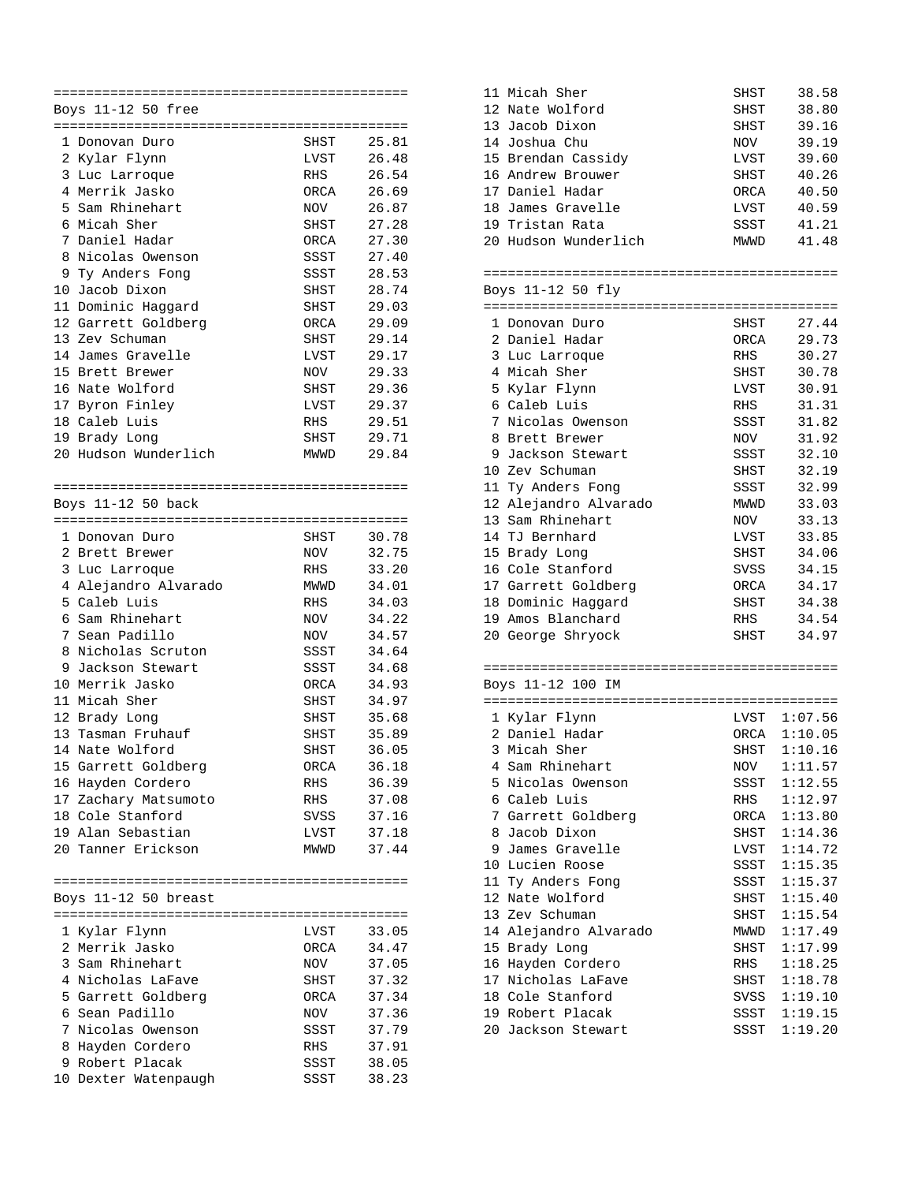## Boys 11-12 50 free

| Place | Name | Team | Time |
|---|---|---|---|
| 1 | Donovan Duro | SHST | 25.81 |
| 2 | Kylar Flynn | LVST | 26.48 |
| 3 | Luc Larroque | RHS | 26.54 |
| 4 | Merrik Jasko | ORCA | 26.69 |
| 5 | Sam Rhinehart | NOV | 26.87 |
| 6 | Micah Sher | SHST | 27.28 |
| 7 | Daniel Hadar | ORCA | 27.30 |
| 8 | Nicolas Owenson | SSST | 27.40 |
| 9 | Ty Anders Fong | SSST | 28.53 |
| 10 | Jacob Dixon | SHST | 28.74 |
| 11 | Dominic Haggard | SHST | 29.03 |
| 12 | Garrett Goldberg | ORCA | 29.09 |
| 13 | Zev Schuman | SHST | 29.14 |
| 14 | James Gravelle | LVST | 29.17 |
| 15 | Brett Brewer | NOV | 29.33 |
| 16 | Nate Wolford | SHST | 29.36 |
| 17 | Byron Finley | LVST | 29.37 |
| 18 | Caleb Luis | RHS | 29.51 |
| 19 | Brady Long | SHST | 29.71 |
| 20 | Hudson Wunderlich | MWWD | 29.84 |

## Boys 11-12 50 back

| Place | Name | Team | Time |
|---|---|---|---|
| 1 | Donovan Duro | SHST | 30.78 |
| 2 | Brett Brewer | NOV | 32.75 |
| 3 | Luc Larroque | RHS | 33.20 |
| 4 | Alejandro Alvarado | MWWD | 34.01 |
| 5 | Caleb Luis | RHS | 34.03 |
| 6 | Sam Rhinehart | NOV | 34.22 |
| 7 | Sean Padillo | NOV | 34.57 |
| 8 | Nicholas Scruton | SSST | 34.64 |
| 9 | Jackson Stewart | SSST | 34.68 |
| 10 | Merrik Jasko | ORCA | 34.93 |
| 11 | Micah Sher | SHST | 34.97 |
| 12 | Brady Long | SHST | 35.68 |
| 13 | Tasman Fruhauf | SHST | 35.89 |
| 14 | Nate Wolford | SHST | 36.05 |
| 15 | Garrett Goldberg | ORCA | 36.18 |
| 16 | Hayden Cordero | RHS | 36.39 |
| 17 | Zachary Matsumoto | RHS | 37.08 |
| 18 | Cole Stanford | SVSS | 37.16 |
| 19 | Alan Sebastian | LVST | 37.18 |
| 20 | Tanner Erickson | MWWD | 37.44 |

## Boys 11-12 50 breast

| Place | Name | Team | Time |
|---|---|---|---|
| 1 | Kylar Flynn | LVST | 33.05 |
| 2 | Merrik Jasko | ORCA | 34.47 |
| 3 | Sam Rhinehart | NOV | 37.05 |
| 4 | Nicholas LaFave | SHST | 37.32 |
| 5 | Garrett Goldberg | ORCA | 37.34 |
| 6 | Sean Padillo | NOV | 37.36 |
| 7 | Nicolas Owenson | SSST | 37.79 |
| 8 | Hayden Cordero | RHS | 37.91 |
| 9 | Robert Placak | SSST | 38.05 |
| 10 | Dexter Watenpaugh | SSST | 38.23 |
| 11 | Micah Sher | SHST | 38.58 |
| 12 | Nate Wolford | SHST | 38.80 |
| 13 | Jacob Dixon | SHST | 39.16 |
| 14 | Joshua Chu | NOV | 39.19 |
| 15 | Brendan Cassidy | LVST | 39.60 |
| 16 | Andrew Brouwer | SHST | 40.26 |
| 17 | Daniel Hadar | ORCA | 40.50 |
| 18 | James Gravelle | LVST | 40.59 |
| 19 | Tristan Rata | SSST | 41.21 |
| 20 | Hudson Wunderlich | MWWD | 41.48 |

## Boys 11-12 50 fly

| Place | Name | Team | Time |
|---|---|---|---|
| 1 | Donovan Duro | SHST | 27.44 |
| 2 | Daniel Hadar | ORCA | 29.73 |
| 3 | Luc Larroque | RHS | 30.27 |
| 4 | Micah Sher | SHST | 30.78 |
| 5 | Kylar Flynn | LVST | 30.91 |
| 6 | Caleb Luis | RHS | 31.31 |
| 7 | Nicolas Owenson | SSST | 31.82 |
| 8 | Brett Brewer | NOV | 31.92 |
| 9 | Jackson Stewart | SSST | 32.10 |
| 10 | Zev Schuman | SHST | 32.19 |
| 11 | Ty Anders Fong | SSST | 32.99 |
| 12 | Alejandro Alvarado | MWWD | 33.03 |
| 13 | Sam Rhinehart | NOV | 33.13 |
| 14 | TJ Bernhard | LVST | 33.85 |
| 15 | Brady Long | SHST | 34.06 |
| 16 | Cole Stanford | SVSS | 34.15 |
| 17 | Garrett Goldberg | ORCA | 34.17 |
| 18 | Dominic Haggard | SHST | 34.38 |
| 19 | Amos Blanchard | RHS | 34.54 |
| 20 | George Shryock | SHST | 34.97 |

## Boys 11-12 100 IM

| Place | Name | Team | Time |
|---|---|---|---|
| 1 | Kylar Flynn | LVST | 1:07.56 |
| 2 | Daniel Hadar | ORCA | 1:10.05 |
| 3 | Micah Sher | SHST | 1:10.16 |
| 4 | Sam Rhinehart | NOV | 1:11.57 |
| 5 | Nicolas Owenson | SSST | 1:12.55 |
| 6 | Caleb Luis | RHS | 1:12.97 |
| 7 | Garrett Goldberg | ORCA | 1:13.80 |
| 8 | Jacob Dixon | SHST | 1:14.36 |
| 9 | James Gravelle | LVST | 1:14.72 |
| 10 | Lucien Roose | SSST | 1:15.35 |
| 11 | Ty Anders Fong | SSST | 1:15.37 |
| 12 | Nate Wolford | SHST | 1:15.40 |
| 13 | Zev Schuman | SHST | 1:15.54 |
| 14 | Alejandro Alvarado | MWWD | 1:17.49 |
| 15 | Brady Long | SHST | 1:17.99 |
| 16 | Hayden Cordero | RHS | 1:18.25 |
| 17 | Nicholas LaFave | SHST | 1:18.78 |
| 18 | Cole Stanford | SVSS | 1:19.10 |
| 19 | Robert Placak | SSST | 1:19.15 |
| 20 | Jackson Stewart | SSST | 1:19.20 |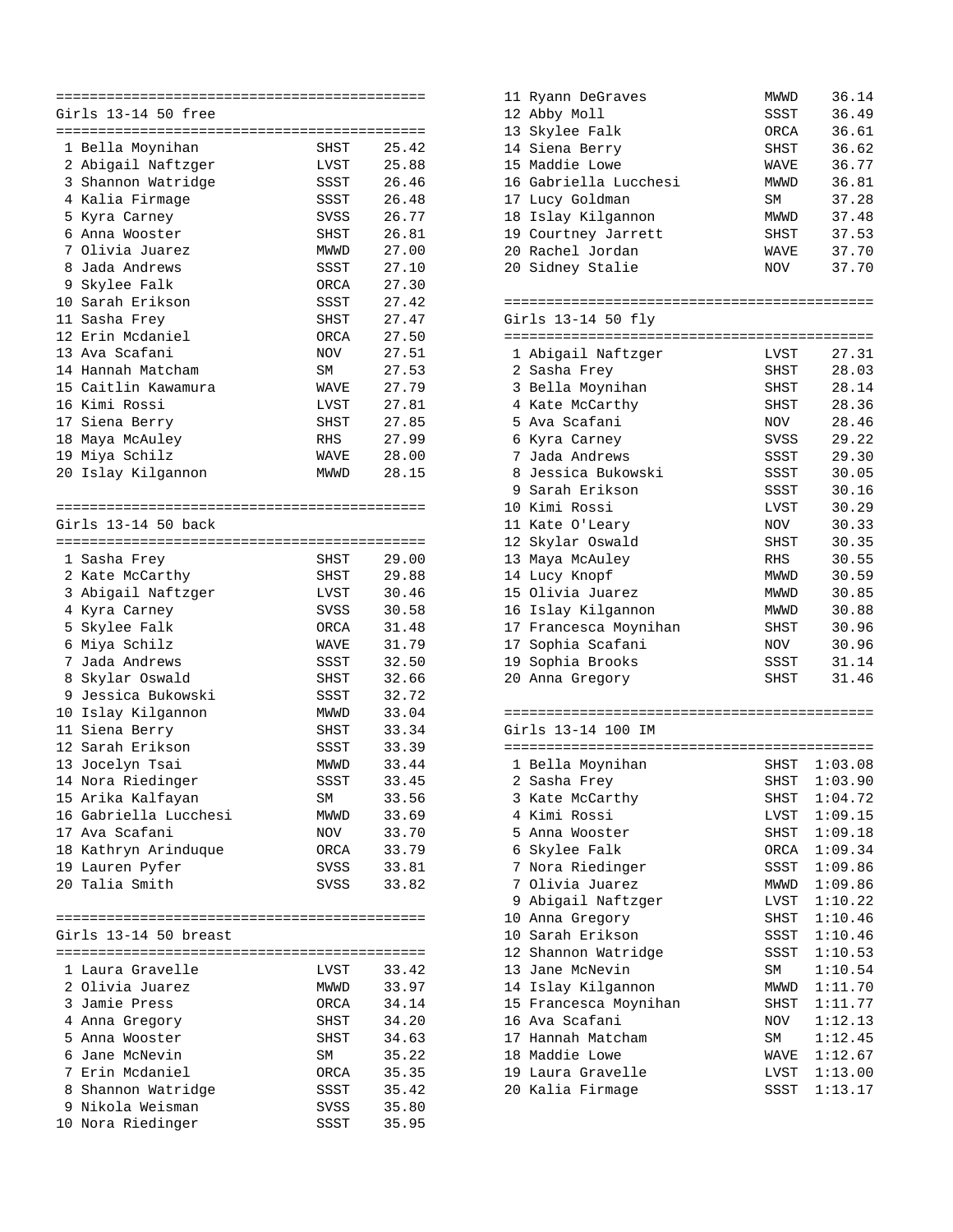## Girls 13-14 50 free

| Place | Name | Team | Time |
|---|---|---|---|
| 1 | Bella Moynihan | SHST | 25.42 |
| 2 | Abigail Naftzger | LVST | 25.88 |
| 3 | Shannon Watridge | SSST | 26.46 |
| 4 | Kalia Firmage | SSST | 26.48 |
| 5 | Kyra Carney | SVSS | 26.77 |
| 6 | Anna Wooster | SHST | 26.81 |
| 7 | Olivia Juarez | MWWD | 27.00 |
| 8 | Jada Andrews | SSST | 27.10 |
| 9 | Skylee Falk | ORCA | 27.30 |
| 10 | Sarah Erikson | SSST | 27.42 |
| 11 | Sasha Frey | SHST | 27.47 |
| 12 | Erin Mcdaniel | ORCA | 27.50 |
| 13 | Ava Scafani | NOV | 27.51 |
| 14 | Hannah Matcham | SM | 27.53 |
| 15 | Caitlin Kawamura | WAVE | 27.79 |
| 16 | Kimi Rossi | LVST | 27.81 |
| 17 | Siena Berry | SHST | 27.85 |
| 18 | Maya McAuley | RHS | 27.99 |
| 19 | Miya Schilz | WAVE | 28.00 |
| 20 | Islay Kilgannon | MWWD | 28.15 |

## Girls 13-14 50 back

| Place | Name | Team | Time |
|---|---|---|---|
| 1 | Sasha Frey | SHST | 29.00 |
| 2 | Kate McCarthy | SHST | 29.88 |
| 3 | Abigail Naftzger | LVST | 30.46 |
| 4 | Kyra Carney | SVSS | 30.58 |
| 5 | Skylee Falk | ORCA | 31.48 |
| 6 | Miya Schilz | WAVE | 31.79 |
| 7 | Jada Andrews | SSST | 32.50 |
| 8 | Skylar Oswald | SHST | 32.66 |
| 9 | Jessica Bukowski | SSST | 32.72 |
| 10 | Islay Kilgannon | MWWD | 33.04 |
| 11 | Siena Berry | SHST | 33.34 |
| 12 | Sarah Erikson | SSST | 33.39 |
| 13 | Jocelyn Tsai | MWWD | 33.44 |
| 14 | Nora Riedinger | SSST | 33.45 |
| 15 | Arika Kalfayan | SM | 33.56 |
| 16 | Gabriella Lucchesi | MWWD | 33.69 |
| 17 | Ava Scafani | NOV | 33.70 |
| 18 | Kathryn Arinduque | ORCA | 33.79 |
| 19 | Lauren Pyfer | SVSS | 33.81 |
| 20 | Talia Smith | SVSS | 33.82 |

## Girls 13-14 50 breast

| Place | Name | Team | Time |
|---|---|---|---|
| 1 | Laura Gravelle | LVST | 33.42 |
| 2 | Olivia Juarez | MWWD | 33.97 |
| 3 | Jamie Press | ORCA | 34.14 |
| 4 | Anna Gregory | SHST | 34.20 |
| 5 | Anna Wooster | SHST | 34.63 |
| 6 | Jane McNevin | SM | 35.22 |
| 7 | Erin Mcdaniel | ORCA | 35.35 |
| 8 | Shannon Watridge | SSST | 35.42 |
| 9 | Nikola Weisman | SVSS | 35.80 |
| 10 | Nora Riedinger | SSST | 35.95 |
| 11 | Ryann DeGraves | MWWD | 36.14 |
| 12 | Abby Moll | SSST | 36.49 |
| 13 | Skylee Falk | ORCA | 36.61 |
| 14 | Siena Berry | SHST | 36.62 |
| 15 | Maddie Lowe | WAVE | 36.77 |
| 16 | Gabriella Lucchesi | MWWD | 36.81 |
| 17 | Lucy Goldman | SM | 37.28 |
| 18 | Islay Kilgannon | MWWD | 37.48 |
| 19 | Courtney Jarrett | SHST | 37.53 |
| 20 | Rachel Jordan | WAVE | 37.70 |
| 20 | Sidney Stalie | NOV | 37.70 |

## Girls 13-14 50 fly

| Place | Name | Team | Time |
|---|---|---|---|
| 1 | Abigail Naftzger | LVST | 27.31 |
| 2 | Sasha Frey | SHST | 28.03 |
| 3 | Bella Moynihan | SHST | 28.14 |
| 4 | Kate McCarthy | SHST | 28.36 |
| 5 | Ava Scafani | NOV | 28.46 |
| 6 | Kyra Carney | SVSS | 29.22 |
| 7 | Jada Andrews | SSST | 29.30 |
| 8 | Jessica Bukowski | SSST | 30.05 |
| 9 | Sarah Erikson | SSST | 30.16 |
| 10 | Kimi Rossi | LVST | 30.29 |
| 11 | Kate O'Leary | NOV | 30.33 |
| 12 | Skylar Oswald | SHST | 30.35 |
| 13 | Maya McAuley | RHS | 30.55 |
| 14 | Lucy Knopf | MWWD | 30.59 |
| 15 | Olivia Juarez | MWWD | 30.85 |
| 16 | Islay Kilgannon | MWWD | 30.88 |
| 17 | Francesca Moynihan | SHST | 30.96 |
| 17 | Sophia Scafani | NOV | 30.96 |
| 19 | Sophia Brooks | SSST | 31.14 |
| 20 | Anna Gregory | SHST | 31.46 |

## Girls 13-14 100 IM

| Place | Name | Team | Time |
|---|---|---|---|
| 1 | Bella Moynihan | SHST | 1:03.08 |
| 2 | Sasha Frey | SHST | 1:03.90 |
| 3 | Kate McCarthy | SHST | 1:04.72 |
| 4 | Kimi Rossi | LVST | 1:09.15 |
| 5 | Anna Wooster | SHST | 1:09.18 |
| 6 | Skylee Falk | ORCA | 1:09.34 |
| 7 | Nora Riedinger | SSST | 1:09.86 |
| 7 | Olivia Juarez | MWWD | 1:09.86 |
| 9 | Abigail Naftzger | LVST | 1:10.22 |
| 10 | Anna Gregory | SHST | 1:10.46 |
| 10 | Sarah Erikson | SSST | 1:10.46 |
| 12 | Shannon Watridge | SSST | 1:10.53 |
| 13 | Jane McNevin | SM | 1:10.54 |
| 14 | Islay Kilgannon | MWWD | 1:11.70 |
| 15 | Francesca Moynihan | SHST | 1:11.77 |
| 16 | Ava Scafani | NOV | 1:12.13 |
| 17 | Hannah Matcham | SM | 1:12.45 |
| 18 | Maddie Lowe | WAVE | 1:12.67 |
| 19 | Laura Gravelle | LVST | 1:13.00 |
| 20 | Kalia Firmage | SSST | 1:13.17 |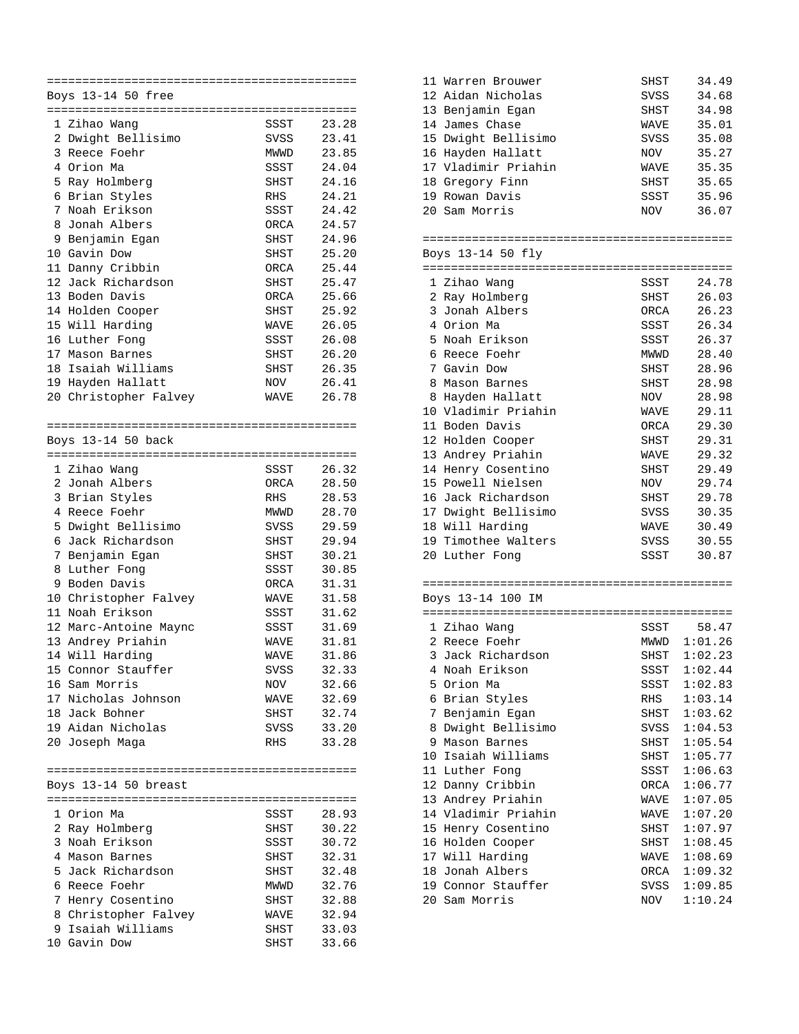## Boys 13-14 50 free

| Place | Name | Team | Time |
|---|---|---|---|
| 1 | Zihao Wang | SSST | 23.28 |
| 2 | Dwight Bellisimo | SVSS | 23.41 |
| 3 | Reece Foehr | MWWD | 23.85 |
| 4 | Orion Ma | SSST | 24.04 |
| 5 | Ray Holmberg | SHST | 24.16 |
| 6 | Brian Styles | RHS | 24.21 |
| 7 | Noah Erikson | SSST | 24.42 |
| 8 | Jonah Albers | ORCA | 24.57 |
| 9 | Benjamin Egan | SHST | 24.96 |
| 10 | Gavin Dow | SHST | 25.20 |
| 11 | Danny Cribbin | ORCA | 25.44 |
| 12 | Jack Richardson | SHST | 25.47 |
| 13 | Boden Davis | ORCA | 25.66 |
| 14 | Holden Cooper | SHST | 25.92 |
| 15 | Will Harding | WAVE | 26.05 |
| 16 | Luther Fong | SSST | 26.08 |
| 17 | Mason Barnes | SHST | 26.20 |
| 18 | Isaiah Williams | SHST | 26.35 |
| 19 | Hayden Hallatt | NOV | 26.41 |
| 20 | Christopher Falvey | WAVE | 26.78 |

## Boys 13-14 50 back

| Place | Name | Team | Time |
|---|---|---|---|
| 1 | Zihao Wang | SSST | 26.32 |
| 2 | Jonah Albers | ORCA | 28.50 |
| 3 | Brian Styles | RHS | 28.53 |
| 4 | Reece Foehr | MWWD | 28.70 |
| 5 | Dwight Bellisimo | SVSS | 29.59 |
| 6 | Jack Richardson | SHST | 29.94 |
| 7 | Benjamin Egan | SHST | 30.21 |
| 8 | Luther Fong | SSST | 30.85 |
| 9 | Boden Davis | ORCA | 31.31 |
| 10 | Christopher Falvey | WAVE | 31.58 |
| 11 | Noah Erikson | SSST | 31.62 |
| 12 | Marc-Antoine Maync | SSST | 31.69 |
| 13 | Andrey Priahin | WAVE | 31.81 |
| 14 | Will Harding | WAVE | 31.86 |
| 15 | Connor Stauffer | SVSS | 32.33 |
| 16 | Sam Morris | NOV | 32.66 |
| 17 | Nicholas Johnson | WAVE | 32.69 |
| 18 | Jack Bohner | SHST | 32.74 |
| 19 | Aidan Nicholas | SVSS | 33.20 |
| 20 | Joseph Maga | RHS | 33.28 |

## Boys 13-14 50 breast

| Place | Name | Team | Time |
|---|---|---|---|
| 1 | Orion Ma | SSST | 28.93 |
| 2 | Ray Holmberg | SHST | 30.22 |
| 3 | Noah Erikson | SSST | 30.72 |
| 4 | Mason Barnes | SHST | 32.31 |
| 5 | Jack Richardson | SHST | 32.48 |
| 6 | Reece Foehr | MWWD | 32.76 |
| 7 | Henry Cosentino | SHST | 32.88 |
| 8 | Christopher Falvey | WAVE | 32.94 |
| 9 | Isaiah Williams | SHST | 33.03 |
| 10 | Gavin Dow | SHST | 33.66 |
| 11 | Warren Brouwer | SHST | 34.49 |
| 12 | Aidan Nicholas | SVSS | 34.68 |
| 13 | Benjamin Egan | SHST | 34.98 |
| 14 | James Chase | WAVE | 35.01 |
| 15 | Dwight Bellisimo | SVSS | 35.08 |
| 16 | Hayden Hallatt | NOV | 35.27 |
| 17 | Vladimir Priahin | WAVE | 35.35 |
| 18 | Gregory Finn | SHST | 35.65 |
| 19 | Rowan Davis | SSST | 35.96 |
| 20 | Sam Morris | NOV | 36.07 |

## Boys 13-14 50 fly

| Place | Name | Team | Time |
|---|---|---|---|
| 1 | Zihao Wang | SSST | 24.78 |
| 2 | Ray Holmberg | SHST | 26.03 |
| 3 | Jonah Albers | ORCA | 26.23 |
| 4 | Orion Ma | SSST | 26.34 |
| 5 | Noah Erikson | SSST | 26.37 |
| 6 | Reece Foehr | MWWD | 28.40 |
| 7 | Gavin Dow | SHST | 28.96 |
| 8 | Mason Barnes | SHST | 28.98 |
| 8 | Hayden Hallatt | NOV | 28.98 |
| 10 | Vladimir Priahin | WAVE | 29.11 |
| 11 | Boden Davis | ORCA | 29.30 |
| 12 | Holden Cooper | SHST | 29.31 |
| 13 | Andrey Priahin | WAVE | 29.32 |
| 14 | Henry Cosentino | SHST | 29.49 |
| 15 | Powell Nielsen | NOV | 29.74 |
| 16 | Jack Richardson | SHST | 29.78 |
| 17 | Dwight Bellisimo | SVSS | 30.35 |
| 18 | Will Harding | WAVE | 30.49 |
| 19 | Timothee Walters | SVSS | 30.55 |
| 20 | Luther Fong | SSST | 30.87 |

## Boys 13-14 100 IM

| Place | Name | Team | Time |
|---|---|---|---|
| 1 | Zihao Wang | SSST | 58.47 |
| 2 | Reece Foehr | MWWD | 1:01.26 |
| 3 | Jack Richardson | SHST | 1:02.23 |
| 4 | Noah Erikson | SSST | 1:02.44 |
| 5 | Orion Ma | SSST | 1:02.83 |
| 6 | Brian Styles | RHS | 1:03.14 |
| 7 | Benjamin Egan | SHST | 1:03.62 |
| 8 | Dwight Bellisimo | SVSS | 1:04.53 |
| 9 | Mason Barnes | SHST | 1:05.54 |
| 10 | Isaiah Williams | SHST | 1:05.77 |
| 11 | Luther Fong | SSST | 1:06.63 |
| 12 | Danny Cribbin | ORCA | 1:06.77 |
| 13 | Andrey Priahin | WAVE | 1:07.05 |
| 14 | Vladimir Priahin | WAVE | 1:07.20 |
| 15 | Henry Cosentino | SHST | 1:07.97 |
| 16 | Holden Cooper | SHST | 1:08.45 |
| 17 | Will Harding | WAVE | 1:08.69 |
| 18 | Jonah Albers | ORCA | 1:09.32 |
| 19 | Connor Stauffer | SVSS | 1:09.85 |
| 20 | Sam Morris | NOV | 1:10.24 |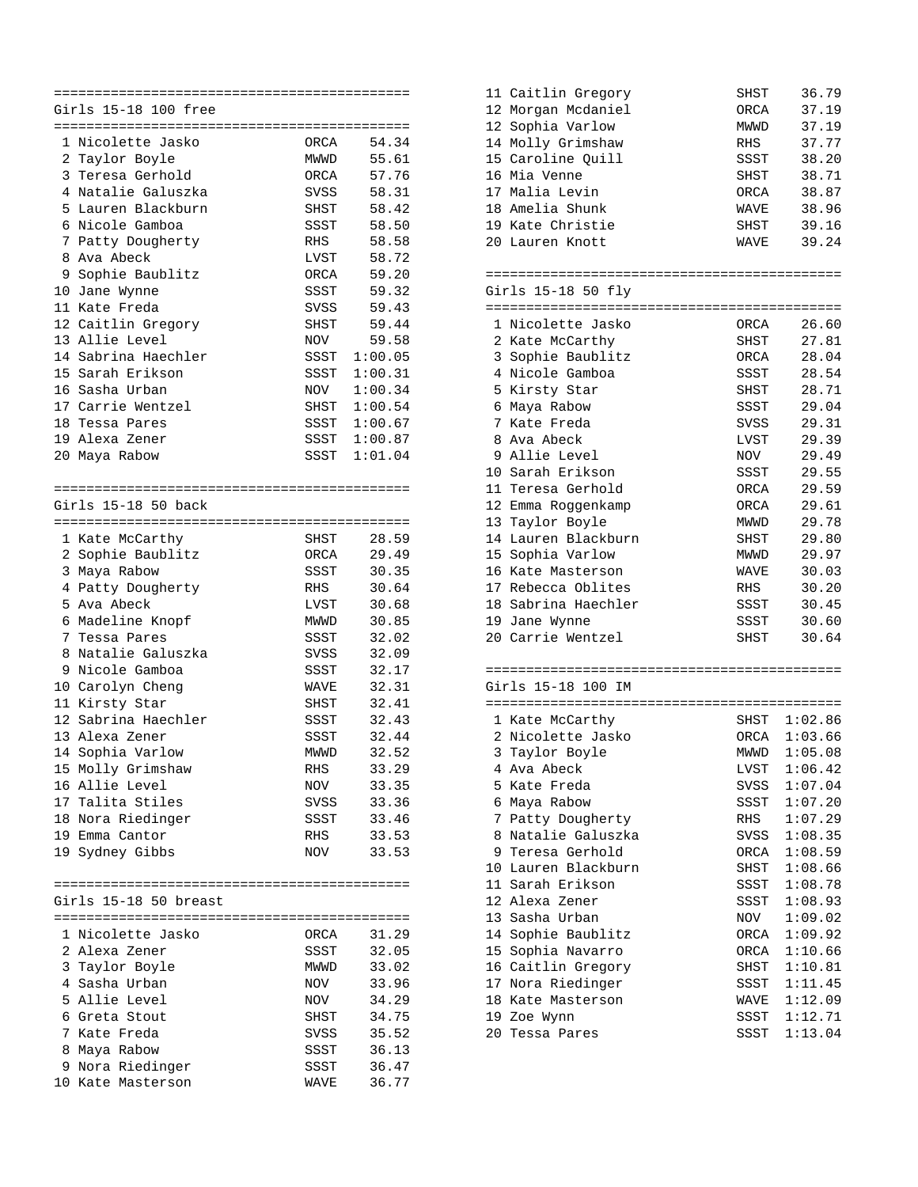## Girls 15-18 100 free

| Place | Name | Team | Time |
|---|---|---|---|
| 1 | Nicolette Jasko | ORCA | 54.34 |
| 2 | Taylor Boyle | MWWD | 55.61 |
| 3 | Teresa Gerhold | ORCA | 57.76 |
| 4 | Natalie Galuszka | SVSS | 58.31 |
| 5 | Lauren Blackburn | SHST | 58.42 |
| 6 | Nicole Gamboa | SSST | 58.50 |
| 7 | Patty Dougherty | RHS | 58.58 |
| 8 | Ava Abeck | LVST | 58.72 |
| 9 | Sophie Baublitz | ORCA | 59.20 |
| 10 | Jane Wynne | SSST | 59.32 |
| 11 | Kate Freda | SVSS | 59.43 |
| 12 | Caitlin Gregory | SHST | 59.44 |
| 13 | Allie Level | NOV | 59.58 |
| 14 | Sabrina Haechler | SSST | 1:00.05 |
| 15 | Sarah Erikson | SSST | 1:00.31 |
| 16 | Sasha Urban | NOV | 1:00.34 |
| 17 | Carrie Wentzel | SHST | 1:00.54 |
| 18 | Tessa Pares | SSST | 1:00.67 |
| 19 | Alexa Zener | SSST | 1:00.87 |
| 20 | Maya Rabow | SSST | 1:01.04 |

## Girls 15-18 50 back

| Place | Name | Team | Time |
|---|---|---|---|
| 1 | Kate McCarthy | SHST | 28.59 |
| 2 | Sophie Baublitz | ORCA | 29.49 |
| 3 | Maya Rabow | SSST | 30.35 |
| 4 | Patty Dougherty | RHS | 30.64 |
| 5 | Ava Abeck | LVST | 30.68 |
| 6 | Madeline Knopf | MWWD | 30.85 |
| 7 | Tessa Pares | SSST | 32.02 |
| 8 | Natalie Galuszka | SVSS | 32.09 |
| 9 | Nicole Gamboa | SSST | 32.17 |
| 10 | Carolyn Cheng | WAVE | 32.31 |
| 11 | Kirsty Star | SHST | 32.41 |
| 12 | Sabrina Haechler | SSST | 32.43 |
| 13 | Alexa Zener | SSST | 32.44 |
| 14 | Sophia Varlow | MWWD | 32.52 |
| 15 | Molly Grimshaw | RHS | 33.29 |
| 16 | Allie Level | NOV | 33.35 |
| 17 | Talita Stiles | SVSS | 33.36 |
| 18 | Nora Riedinger | SSST | 33.46 |
| 19 | Emma Cantor | RHS | 33.53 |
| 19 | Sydney Gibbs | NOV | 33.53 |

## Girls 15-18 50 breast

| Place | Name | Team | Time |
|---|---|---|---|
| 1 | Nicolette Jasko | ORCA | 31.29 |
| 2 | Alexa Zener | SSST | 32.05 |
| 3 | Taylor Boyle | MWWD | 33.02 |
| 4 | Sasha Urban | NOV | 33.96 |
| 5 | Allie Level | NOV | 34.29 |
| 6 | Greta Stout | SHST | 34.75 |
| 7 | Kate Freda | SVSS | 35.52 |
| 8 | Maya Rabow | SSST | 36.13 |
| 9 | Nora Riedinger | SSST | 36.47 |
| 10 | Kate Masterson | WAVE | 36.77 |
| 11 | Caitlin Gregory | SHST | 36.79 |
| 12 | Morgan Mcdaniel | ORCA | 37.19 |
| 12 | Sophia Varlow | MWWD | 37.19 |
| 14 | Molly Grimshaw | RHS | 37.77 |
| 15 | Caroline Quill | SSST | 38.20 |
| 16 | Mia Venne | SHST | 38.71 |
| 17 | Malia Levin | ORCA | 38.87 |
| 18 | Amelia Shunk | WAVE | 38.96 |
| 19 | Kate Christie | SHST | 39.16 |
| 20 | Lauren Knott | WAVE | 39.24 |

## Girls 15-18 50 fly

| Place | Name | Team | Time |
|---|---|---|---|
| 1 | Nicolette Jasko | ORCA | 26.60 |
| 2 | Kate McCarthy | SHST | 27.81 |
| 3 | Sophie Baublitz | ORCA | 28.04 |
| 4 | Nicole Gamboa | SSST | 28.54 |
| 5 | Kirsty Star | SHST | 28.71 |
| 6 | Maya Rabow | SSST | 29.04 |
| 7 | Kate Freda | SVSS | 29.31 |
| 8 | Ava Abeck | LVST | 29.39 |
| 9 | Allie Level | NOV | 29.49 |
| 10 | Sarah Erikson | SSST | 29.55 |
| 11 | Teresa Gerhold | ORCA | 29.59 |
| 12 | Emma Roggenkamp | ORCA | 29.61 |
| 13 | Taylor Boyle | MWWD | 29.78 |
| 14 | Lauren Blackburn | SHST | 29.80 |
| 15 | Sophia Varlow | MWWD | 29.97 |
| 16 | Kate Masterson | WAVE | 30.03 |
| 17 | Rebecca Oblites | RHS | 30.20 |
| 18 | Sabrina Haechler | SSST | 30.45 |
| 19 | Jane Wynne | SSST | 30.60 |
| 20 | Carrie Wentzel | SHST | 30.64 |

## Girls 15-18 100 IM

| Place | Name | Team | Time |
|---|---|---|---|
| 1 | Kate McCarthy | SHST | 1:02.86 |
| 2 | Nicolette Jasko | ORCA | 1:03.66 |
| 3 | Taylor Boyle | MWWD | 1:05.08 |
| 4 | Ava Abeck | LVST | 1:06.42 |
| 5 | Kate Freda | SVSS | 1:07.04 |
| 6 | Maya Rabow | SSST | 1:07.20 |
| 7 | Patty Dougherty | RHS | 1:07.29 |
| 8 | Natalie Galuszka | SVSS | 1:08.35 |
| 9 | Teresa Gerhold | ORCA | 1:08.59 |
| 10 | Lauren Blackburn | SHST | 1:08.66 |
| 11 | Sarah Erikson | SSST | 1:08.78 |
| 12 | Alexa Zener | SSST | 1:08.93 |
| 13 | Sasha Urban | NOV | 1:09.02 |
| 14 | Sophie Baublitz | ORCA | 1:09.92 |
| 15 | Sophia Navarro | ORCA | 1:10.66 |
| 16 | Caitlin Gregory | SHST | 1:10.81 |
| 17 | Nora Riedinger | SSST | 1:11.45 |
| 18 | Kate Masterson | WAVE | 1:12.09 |
| 19 | Zoe Wynn | SSST | 1:12.71 |
| 20 | Tessa Pares | SSST | 1:13.04 |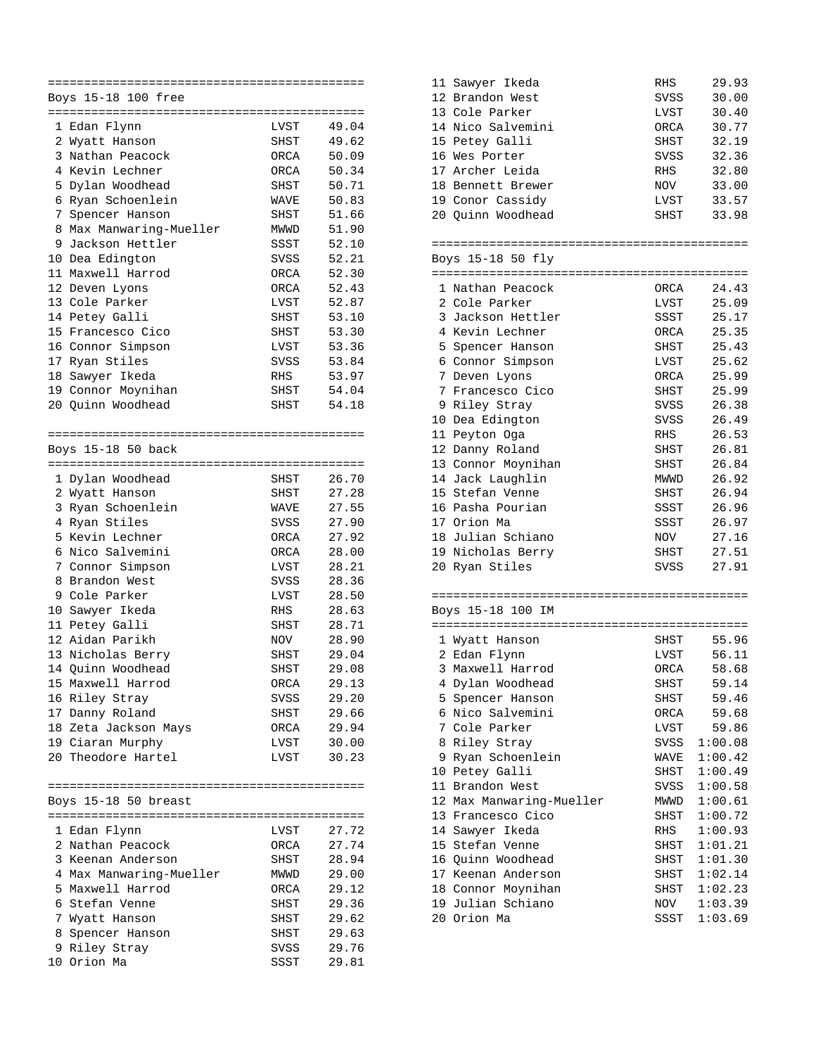## Boys 15-18 100 free

| | | | |
|---|---|---|---|
| 1 | Edan Flynn | LVST | 49.04 |
| 2 | Wyatt Hanson | SHST | 49.62 |
| 3 | Nathan Peacock | ORCA | 50.09 |
| 4 | Kevin Lechner | ORCA | 50.34 |
| 5 | Dylan Woodhead | SHST | 50.71 |
| 6 | Ryan Schoenlein | WAVE | 50.83 |
| 7 | Spencer Hanson | SHST | 51.66 |
| 8 | Max Manwaring-Mueller | MWWD | 51.90 |
| 9 | Jackson Hettler | SSST | 52.10 |
| 10 | Dea Edington | SVSS | 52.21 |
| 11 | Maxwell Harrod | ORCA | 52.30 |
| 12 | Deven Lyons | ORCA | 52.43 |
| 13 | Cole Parker | LVST | 52.87 |
| 14 | Petey Galli | SHST | 53.10 |
| 15 | Francesco Cico | SHST | 53.30 |
| 16 | Connor Simpson | LVST | 53.36 |
| 17 | Ryan Stiles | SVSS | 53.84 |
| 18 | Sawyer Ikeda | RHS | 53.97 |
| 19 | Connor Moynihan | SHST | 54.04 |
| 20 | Quinn Woodhead | SHST | 54.18 |

## Boys 15-18 50 back

| | | | |
|---|---|---|---|
| 1 | Dylan Woodhead | SHST | 26.70 |
| 2 | Wyatt Hanson | SHST | 27.28 |
| 3 | Ryan Schoenlein | WAVE | 27.55 |
| 4 | Ryan Stiles | SVSS | 27.90 |
| 5 | Kevin Lechner | ORCA | 27.92 |
| 6 | Nico Salvemini | ORCA | 28.00 |
| 7 | Connor Simpson | LVST | 28.21 |
| 8 | Brandon West | SVSS | 28.36 |
| 9 | Cole Parker | LVST | 28.50 |
| 10 | Sawyer Ikeda | RHS | 28.63 |
| 11 | Petey Galli | SHST | 28.71 |
| 12 | Aidan Parikh | NOV | 28.90 |
| 13 | Nicholas Berry | SHST | 29.04 |
| 14 | Quinn Woodhead | SHST | 29.08 |
| 15 | Maxwell Harrod | ORCA | 29.13 |
| 16 | Riley Stray | SVSS | 29.20 |
| 17 | Danny Roland | SHST | 29.66 |
| 18 | Zeta Jackson Mays | ORCA | 29.94 |
| 19 | Ciaran Murphy | LVST | 30.00 |
| 20 | Theodore Hartel | LVST | 30.23 |

## Boys 15-18 50 breast

| | | | |
|---|---|---|---|
| 1 | Edan Flynn | LVST | 27.72 |
| 2 | Nathan Peacock | ORCA | 27.74 |
| 3 | Keenan Anderson | SHST | 28.94 |
| 4 | Max Manwaring-Mueller | MWWD | 29.00 |
| 5 | Maxwell Harrod | ORCA | 29.12 |
| 6 | Stefan Venne | SHST | 29.36 |
| 7 | Wyatt Hanson | SHST | 29.62 |
| 8 | Spencer Hanson | SHST | 29.63 |
| 9 | Riley Stray | SVSS | 29.76 |
| 10 | Orion Ma | SSST | 29.81 |
| 11 | Sawyer Ikeda | RHS | 29.93 |
| 12 | Brandon West | SVSS | 30.00 |
| 13 | Cole Parker | LVST | 30.40 |
| 14 | Nico Salvemini | ORCA | 30.77 |
| 15 | Petey Galli | SHST | 32.19 |
| 16 | Wes Porter | SVSS | 32.36 |
| 17 | Archer Leida | RHS | 32.80 |
| 18 | Bennett Brewer | NOV | 33.00 |
| 19 | Conor Cassidy | LVST | 33.57 |
| 20 | Quinn Woodhead | SHST | 33.98 |

## Boys 15-18 50 fly

| | | | |
|---|---|---|---|
| 1 | Nathan Peacock | ORCA | 24.43 |
| 2 | Cole Parker | LVST | 25.09 |
| 3 | Jackson Hettler | SSST | 25.17 |
| 4 | Kevin Lechner | ORCA | 25.35 |
| 5 | Spencer Hanson | SHST | 25.43 |
| 6 | Connor Simpson | LVST | 25.62 |
| 7 | Deven Lyons | ORCA | 25.99 |
| 7 | Francesco Cico | SHST | 25.99 |
| 9 | Riley Stray | SVSS | 26.38 |
| 10 | Dea Edington | SVSS | 26.49 |
| 11 | Peyton Oga | RHS | 26.53 |
| 12 | Danny Roland | SHST | 26.81 |
| 13 | Connor Moynihan | SHST | 26.84 |
| 14 | Jack Laughlin | MWWD | 26.92 |
| 15 | Stefan Venne | SHST | 26.94 |
| 16 | Pasha Pourian | SSST | 26.96 |
| 17 | Orion Ma | SSST | 26.97 |
| 18 | Julian Schiano | NOV | 27.16 |
| 19 | Nicholas Berry | SHST | 27.51 |
| 20 | Ryan Stiles | SVSS | 27.91 |

## Boys 15-18 100 IM

| | | | |
|---|---|---|---|
| 1 | Wyatt Hanson | SHST | 55.96 |
| 2 | Edan Flynn | LVST | 56.11 |
| 3 | Maxwell Harrod | ORCA | 58.68 |
| 4 | Dylan Woodhead | SHST | 59.14 |
| 5 | Spencer Hanson | SHST | 59.46 |
| 6 | Nico Salvemini | ORCA | 59.68 |
| 7 | Cole Parker | LVST | 59.86 |
| 8 | Riley Stray | SVSS | 1:00.08 |
| 9 | Ryan Schoenlein | WAVE | 1:00.42 |
| 10 | Petey Galli | SHST | 1:00.49 |
| 11 | Brandon West | SVSS | 1:00.58 |
| 12 | Max Manwaring-Mueller | MWWD | 1:00.61 |
| 13 | Francesco Cico | SHST | 1:00.72 |
| 14 | Sawyer Ikeda | RHS | 1:00.93 |
| 15 | Stefan Venne | SHST | 1:01.21 |
| 16 | Quinn Woodhead | SHST | 1:01.30 |
| 17 | Keenan Anderson | SHST | 1:02.14 |
| 18 | Connor Moynihan | SHST | 1:02.23 |
| 19 | Julian Schiano | NOV | 1:03.39 |
| 20 | Orion Ma | SSST | 1:03.69 |